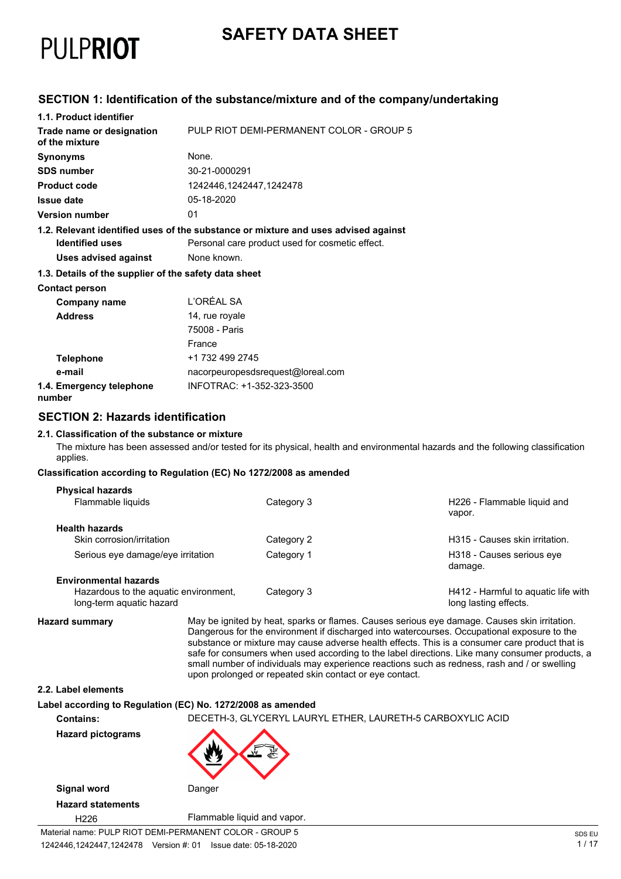PULPRIOT

# SAFETY DATA SHEET

## SECTION 1: Identification of the substance/mixture and of the company/undertaking

**1.1. Product identifier**

| | |
|---|---|
| **Trade name or designation of the mixture** | PULP RIOT DEMI-PERMANENT COLOR - GROUP 5 |
| **Synonyms** | None. |
| **SDS number** | 30-21-0000291 |
| **Product code** | 1242446,1242447,1242478 |
| **Issue date** | 05-18-2020 |
| **Version number** | 01 |

**1.2. Relevant identified uses of the substance or mixture and uses advised against**

| | |
|---|---|
| **Identified uses** | Personal care product used for cosmetic effect. |
| **Uses advised against** | None known. |

**1.3. Details of the supplier of the safety data sheet**

**Contact person**

| | |
|---|---|
| **Company name** | L'ORÉAL SA |
| **Address** | 14, rue royale<br>75008 - Paris<br>France |
| **Telephone** | +1 732 499 2745 |
| **e-mail** | nacorpeuropesdsrequest@loreal.com |
| **1.4. Emergency telephone number** | INFOTRAC: +1-352-323-3500 |

## SECTION 2: Hazards identification

**2.1. Classification of the substance or mixture**

The mixture has been assessed and/or tested for its physical, health and environmental hazards and the following classification applies.

**Classification according to Regulation (EC) No 1272/2008 as amended**

| | | |
|---|---|---|
| **Physical hazards** | | |
| Flammable liquids | Category 3 | H226 - Flammable liquid and vapor. |
| **Health hazards** | | |
| Skin corrosion/irritation | Category 2 | H315 - Causes skin irritation. |
| Serious eye damage/eye irritation | Category 1 | H318 - Causes serious eye damage. |
| **Environmental hazards** | | |
| Hazardous to the aquatic environment, long-term aquatic hazard | Category 3 | H412 - Harmful to aquatic life with long lasting effects. |

**Hazard summary**

May be ignited by heat, sparks or flames. Causes serious eye damage. Causes skin irritation. Dangerous for the environment if discharged into watercourses. Occupational exposure to the substance or mixture may cause adverse health effects. This is a consumer care product that is safe for consumers when used according to the label directions. Like many consumer products, a small number of individuals may experience reactions such as redness, rash and / or swelling upon prolonged or repeated skin contact or eye contact.

**2.2. Label elements**

**Label according to Regulation (EC) No. 1272/2008 as amended**

| | |
|---|---|
| **Contains:** | DECETH-3, GLYCERYL LAURYL ETHER, LAURETH-5 CARBOXYLIC ACID |
| **Hazard pictograms** | |
| **Signal word** | Danger |

**Hazard statements**

| | |
|---|---|
| H226 | Flammable liquid and vapor. |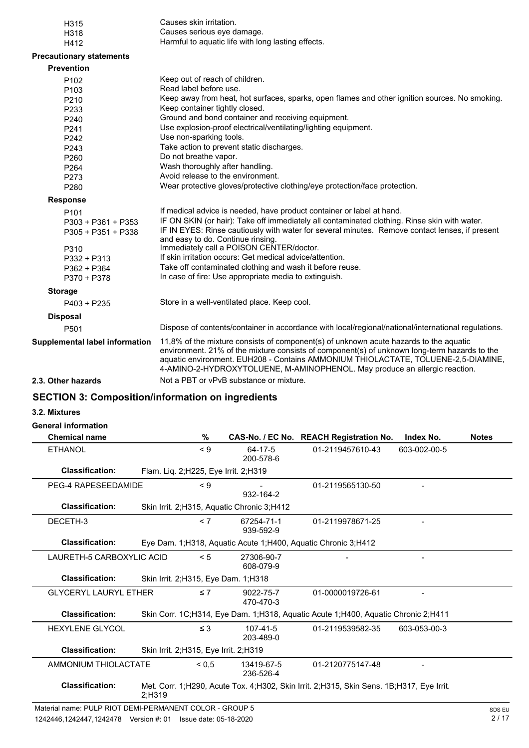| | |
|---|---|
| H315 | Causes skin irritation. |
| H318 | Causes serious eye damage. |
| H412 | Harmful to aquatic life with long lasting effects. |

**Precautionary statements**

**Prevention**

| | |
|---|---|
| P102 | Keep out of reach of children. |
| P103 | Read label before use. |
| P210 | Keep away from heat, hot surfaces, sparks, open flames and other ignition sources. No smoking. |
| P233 | Keep container tightly closed. |
| P240 | Ground and bond container and receiving equipment. |
| P241 | Use explosion-proof electrical/ventilating/lighting equipment. |
| P242 | Use non-sparking tools. |
| P243 | Take action to prevent static discharges. |
| P260 | Do not breathe vapor. |
| P264 | Wash thoroughly after handling. |
| P273 | Avoid release to the environment. |
| P280 | Wear protective gloves/protective clothing/eye protection/face protection. |

**Response**

| | |
|---|---|
| P101 | If medical advice is needed, have product container or label at hand. |
| P303 + P361 + P353 | IF ON SKIN (or hair): Take off immediately all contaminated clothing. Rinse skin with water. |
| P305 + P351 + P338 | IF IN EYES: Rinse cautiously with water for several minutes. Remove contact lenses, if present and easy to do. Continue rinsing. |
| P310 | Immediately call a POISON CENTER/doctor. |
| P332 + P313 | If skin irritation occurs: Get medical advice/attention. |
| P362 + P364 | Take off contaminated clothing and wash it before reuse. |
| P370 + P378 | In case of fire: Use appropriate media to extinguish. |

**Storage**

| | |
|---|---|
| P403 + P235 | Store in a well-ventilated place. Keep cool. |

**Disposal**

| | |
|---|---|
| P501 | Dispose of contents/container in accordance with local/regional/national/international regulations. |

**Supplemental label information** 11,8% of the mixture consists of component(s) of unknown acute hazards to the aquatic environment. 21% of the mixture consists of component(s) of unknown long-term hazards to the aquatic environment. EUH208 - Contains AMMONIUM THIOLACTATE, TOLUENE-2,5-DIAMINE, 4-AMINO-2-HYDROXYTOLUENE, M-AMINOPHENOL. May produce an allergic reaction.

**2.3. Other hazards** Not a PBT or vPvB substance or mixture.

## SECTION 3: Composition/information on ingredients

### 3.2. Mixtures

**General information**

| Chemical name | % | CAS-No. / EC No. | REACH Registration No. | Index No. | Notes |
|---|---|---|---|---|---|
| ETHANOL | < 9 | 64-17-5 200-578-6 | 01-2119457610-43 | 603-002-00-5 | |
| **Classification:** | Flam. Liq. 2;H225, Eye Irrit. 2;H319 | | | | |
| PEG-4 RAPESEEDAMIDE | < 9 | - 932-164-2 | 01-2119565130-50 | - | |
| **Classification:** | Skin Irrit. 2;H315, Aquatic Chronic 3;H412 | | | | |
| DECETH-3 | < 7 | 67254-71-1 939-592-9 | 01-2119978671-25 | - | |
| **Classification:** | Eye Dam. 1;H318, Aquatic Acute 1;H400, Aquatic Chronic 3;H412 | | | | |
| LAURETH-5 CARBOXYLIC ACID | < 5 | 27306-90-7 608-079-9 | - | - | |
| **Classification:** | Skin Irrit. 2;H315, Eye Dam. 1;H318 | | | | |
| GLYCERYL LAURYL ETHER | ≤ 7 | 9022-75-7 470-470-3 | 01-0000019726-61 | - | |
| **Classification:** | Skin Corr. 1C;H314, Eye Dam. 1;H318, Aquatic Acute 1;H400, Aquatic Chronic 2;H411 | | | | |
| HEXYLENE GLYCOL | ≤ 3 | 107-41-5 203-489-0 | 01-2119539582-35 | 603-053-00-3 | |
| **Classification:** | Skin Irrit. 2;H315, Eye Irrit. 2;H319 | | | | |
| AMMONIUM THIOLACTATE | < 0,5 | 13419-67-5 236-526-4 | 01-2120775147-48 | - | |
| **Classification:** | Met. Corr. 1;H290, Acute Tox. 4;H302, Skin Irrit. 2;H315, Skin Sens. 1B;H317, Eye Irrit. 2;H319 | | | | |

Material name: PULP RIOT DEMI-PERMANENT COLOR - GROUP 5

1242446,1242447,1242478 Version #: 01 Issue date: 05-18-2020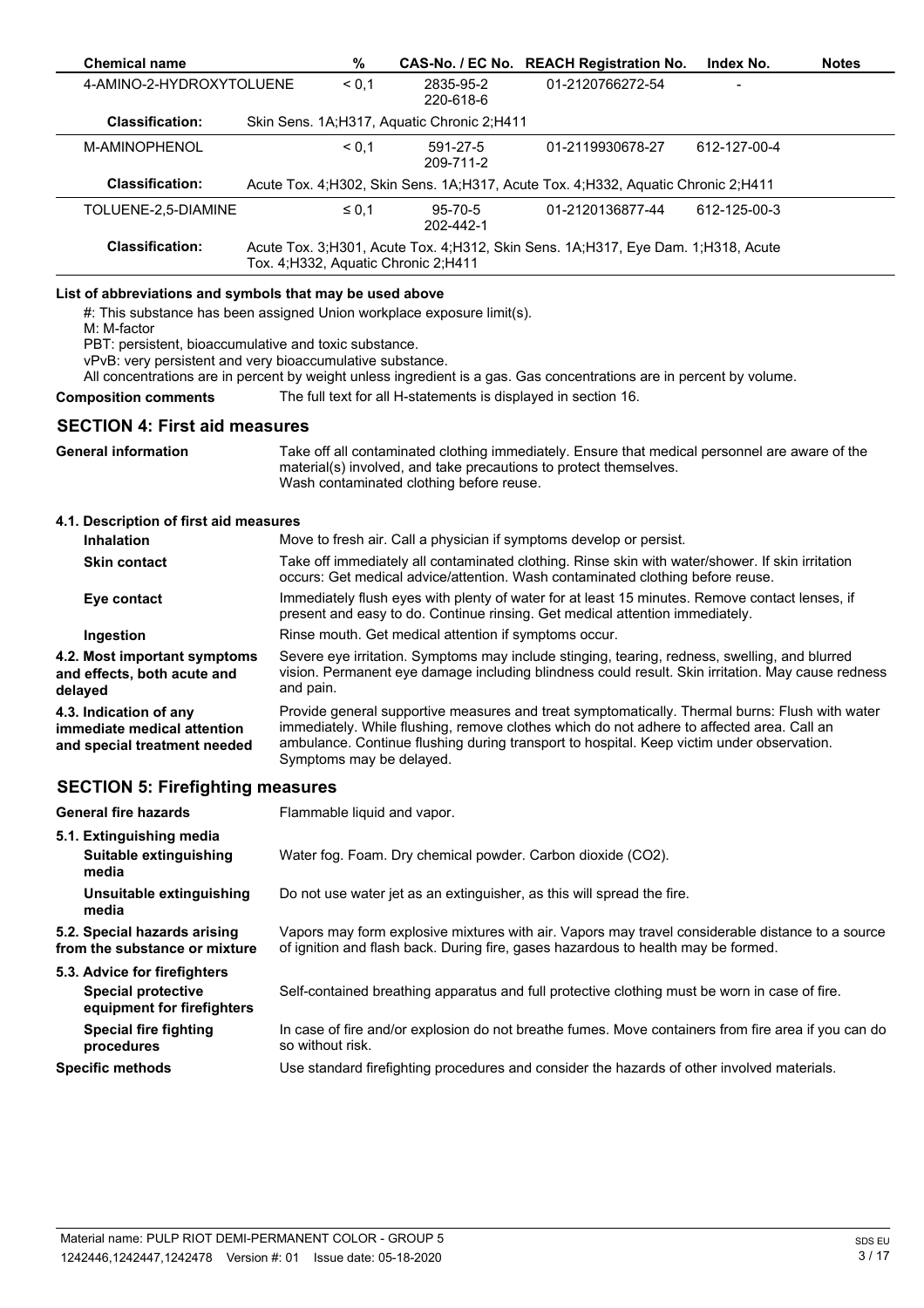| Chemical name | % | CAS-No. / EC No. | REACH Registration No. | Index No. | Notes |
|---|---|---|---|---|---|
| 4-AMINO-2-HYDROXYTOLUENE | < 0,1 | 2835-95-2 220-618-6 | 01-2120766272-54 | - | |
| **Classification:** | Skin Sens. 1A;H317, Aquatic Chronic 2;H411 | | | | |
| M-AMINOPHENOL | < 0,1 | 591-27-5 209-711-2 | 01-2119930678-27 | 612-127-00-4 | |
| **Classification:** | Acute Tox. 4;H302, Skin Sens. 1A;H317, Acute Tox. 4;H332, Aquatic Chronic 2;H411 | | | | |
| TOLUENE-2,5-DIAMINE | ≤ 0,1 | 95-70-5 202-442-1 | 01-2120136877-44 | 612-125-00-3 | |
| **Classification:** | Acute Tox. 3;H301, Acute Tox. 4;H312, Skin Sens. 1A;H317, Eye Dam. 1;H318, Acute Tox. 4;H332, Aquatic Chronic 2;H411 | | | | |

**List of abbreviations and symbols that may be used above**

#: This substance has been assigned Union workplace exposure limit(s).
M: M-factor
PBT: persistent, bioaccumulative and toxic substance.
vPvB: very persistent and very bioaccumulative substance.
All concentrations are in percent by weight unless ingredient is a gas. Gas concentrations are in percent by volume.

**Composition comments** The full text for all H-statements is displayed in section 16.

## SECTION 4: First aid measures

**General information** Take off all contaminated clothing immediately. Ensure that medical personnel are aware of the material(s) involved, and take precautions to protect themselves. Wash contaminated clothing before reuse.

### 4.1. Description of first aid measures

**Inhalation** Move to fresh air. Call a physician if symptoms develop or persist.

**Skin contact** Take off immediately all contaminated clothing. Rinse skin with water/shower. If skin irritation occurs: Get medical advice/attention. Wash contaminated clothing before reuse.

**Eye contact** Immediately flush eyes with plenty of water for at least 15 minutes. Remove contact lenses, if present and easy to do. Continue rinsing. Get medical attention immediately.

**Ingestion** Rinse mouth. Get medical attention if symptoms occur.

**4.2. Most important symptoms and effects, both acute and delayed** Severe eye irritation. Symptoms may include stinging, tearing, redness, swelling, and blurred vision. Permanent eye damage including blindness could result. Skin irritation. May cause redness and pain.

**4.3. Indication of any immediate medical attention and special treatment needed** Provide general supportive measures and treat symptomatically. Thermal burns: Flush with water immediately. While flushing, remove clothes which do not adhere to affected area. Call an ambulance. Continue flushing during transport to hospital. Keep victim under observation. Symptoms may be delayed.

## SECTION 5: Firefighting measures

**General fire hazards** Flammable liquid and vapor.

### 5.1. Extinguishing media

**Suitable extinguishing media** Water fog. Foam. Dry chemical powder. Carbon dioxide ($CO_2$).

**Unsuitable extinguishing media** Do not use water jet as an extinguisher, as this will spread the fire.

**5.2. Special hazards arising from the substance or mixture** Vapors may form explosive mixtures with air. Vapors may travel considerable distance to a source of ignition and flash back. During fire, gases hazardous to health may be formed.

### 5.3. Advice for firefighters

**Special protective equipment for firefighters** Self-contained breathing apparatus and full protective clothing must be worn in case of fire.

**Special fire fighting procedures** In case of fire and/or explosion do not breathe fumes. Move containers from fire area if you can do so without risk.

**Specific methods** Use standard firefighting procedures and consider the hazards of other involved materials.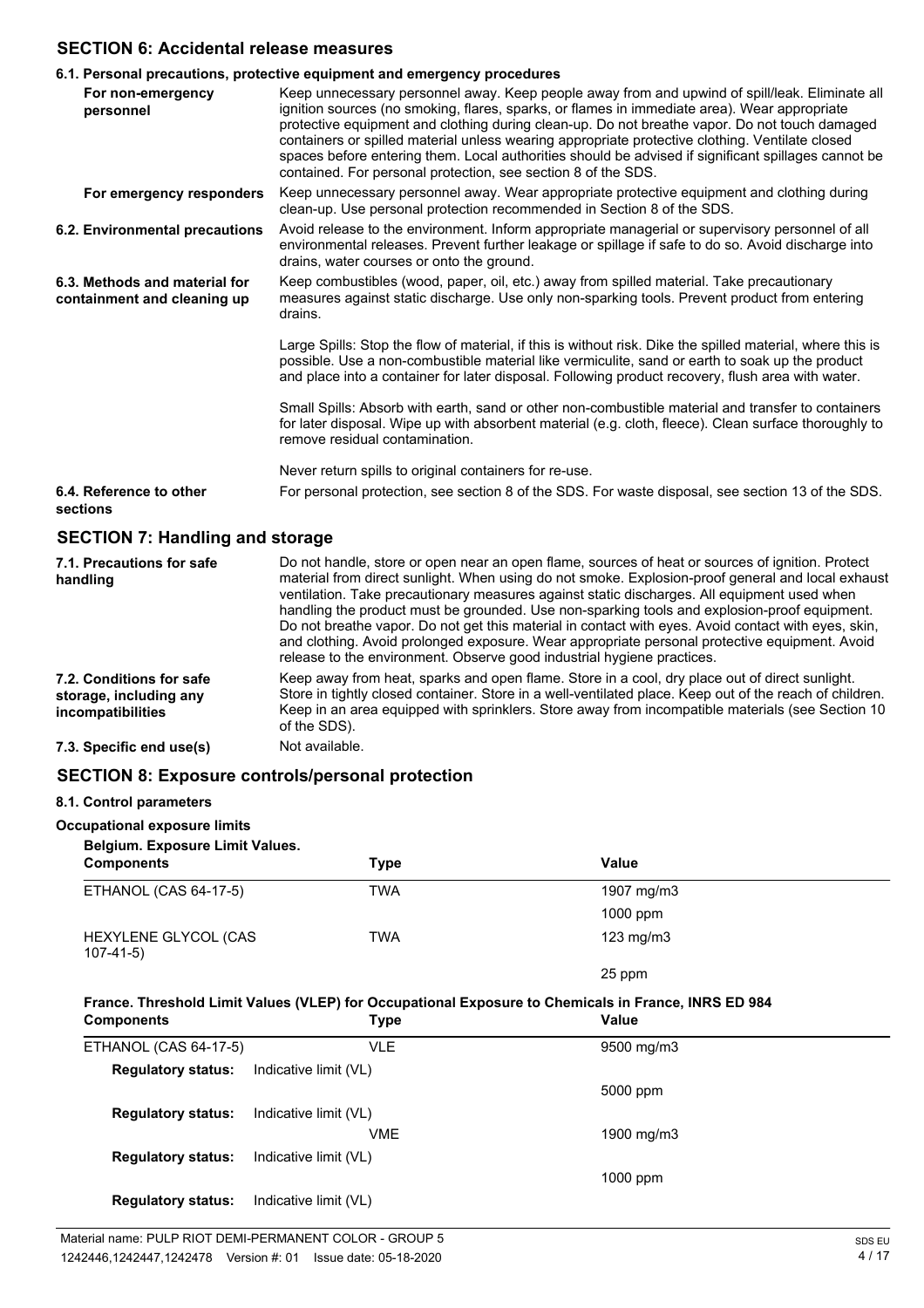## SECTION 6: Accidental release measures

### 6.1. Personal precautions, protective equipment and emergency procedures

**For non-emergency personnel**

Keep unnecessary personnel away. Keep people away from and upwind of spill/leak. Eliminate all ignition sources (no smoking, flares, sparks, or flames in immediate area). Wear appropriate protective equipment and clothing during clean-up. Do not breathe vapor. Do not touch damaged containers or spilled material unless wearing appropriate protective clothing. Ventilate closed spaces before entering them. Local authorities should be advised if significant spillages cannot be contained. For personal protection, see section 8 of the SDS.

**For emergency responders**

Keep unnecessary personnel away. Wear appropriate protective equipment and clothing during clean-up. Use personal protection recommended in Section 8 of the SDS.

**6.2. Environmental precautions**

Avoid release to the environment. Inform appropriate managerial or supervisory personnel of all environmental releases. Prevent further leakage or spillage if safe to do so. Avoid discharge into drains, water courses or onto the ground.

**6.3. Methods and material for containment and cleaning up**

Keep combustibles (wood, paper, oil, etc.) away from spilled material. Take precautionary measures against static discharge. Use only non-sparking tools. Prevent product from entering drains.

Large Spills: Stop the flow of material, if this is without risk. Dike the spilled material, where this is possible. Use a non-combustible material like vermiculite, sand or earth to soak up the product and place into a container for later disposal. Following product recovery, flush area with water.

Small Spills: Absorb with earth, sand or other non-combustible material and transfer to containers for later disposal. Wipe up with absorbent material (e.g. cloth, fleece). Clean surface thoroughly to remove residual contamination.

Never return spills to original containers for re-use.

**6.4. Reference to other sections**

For personal protection, see section 8 of the SDS. For waste disposal, see section 13 of the SDS.

## SECTION 7: Handling and storage

**7.1. Precautions for safe handling**

Do not handle, store or open near an open flame, sources of heat or sources of ignition. Protect material from direct sunlight. When using do not smoke. Explosion-proof general and local exhaust ventilation. Take precautionary measures against static discharges. All equipment used when handling the product must be grounded. Use non-sparking tools and explosion-proof equipment. Do not breathe vapor. Do not get this material in contact with eyes. Avoid contact with eyes, skin, and clothing. Avoid prolonged exposure. Wear appropriate personal protective equipment. Avoid release to the environment. Observe good industrial hygiene practices.

**7.2. Conditions for safe storage, including any incompatibilities**

Keep away from heat, sparks and open flame. Store in a cool, dry place out of direct sunlight. Store in tightly closed container. Store in a well-ventilated place. Keep out of the reach of children. Keep in an area equipped with sprinklers. Store away from incompatible materials (see Section 10 of the SDS).

**7.3. Specific end use(s)**

Not available.

## SECTION 8: Exposure controls/personal protection

### 8.1. Control parameters

**Occupational exposure limits**

**Belgium. Exposure Limit Values.**

| Components | Type | Value |
|---|---|---|
| ETHANOL (CAS 64-17-5) | TWA | 1907 mg/m3 |
| | | 1000 ppm |
| HEXYLENE GLYCOL (CAS 107-41-5) | TWA | 123 mg/m3 |
| | | 25 ppm |

**France. Threshold Limit Values (VLEP) for Occupational Exposure to Chemicals in France, INRS ED 984**

| Components | Type | Value |
|---|---|---|
| ETHANOL (CAS 64-17-5) | VLE | 9500 mg/m3 |
| **Regulatory status:** Indicative limit (VL) | | |
| | | 5000 ppm |
| **Regulatory status:** Indicative limit (VL) | | |
| | VME | 1900 mg/m3 |
| **Regulatory status:** Indicative limit (VL) | | |
| | | 1000 ppm |
| **Regulatory status:** Indicative limit (VL) | | |

Material name: PULP RIOT DEMI-PERMANENT COLOR - GROUP 5

1242446,1242447,1242478 Version #: 01 Issue date: 05-18-2020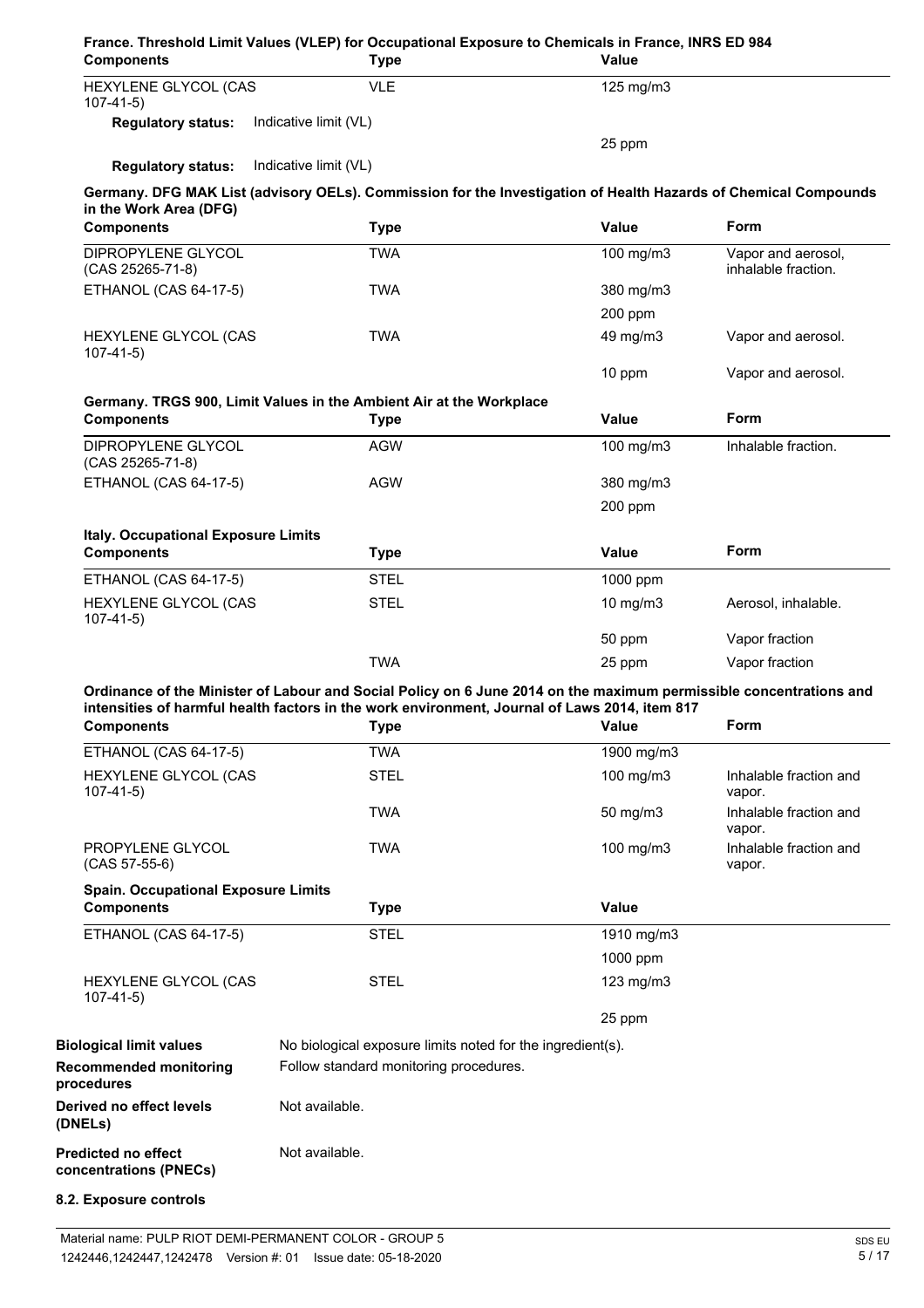**France. Threshold Limit Values (VLEP) for Occupational Exposure to Chemicals in France, INRS ED 984**

| Components | Type | Value |
|---|---|---|
| HEXYLENE GLYCOL (CAS 107-41-5) | VLE | 125 mg/m3 |
| **Regulatory status:** Indicative limit (VL) | | |
| | | 25 ppm |
| **Regulatory status:** Indicative limit (VL) | | |

**Germany. DFG MAK List (advisory OELs). Commission for the Investigation of Health Hazards of Chemical Compounds in the Work Area (DFG)**

| Components | Type | Value | Form |
|---|---|---|---|
| DIPROPYLENE GLYCOL (CAS 25265-71-8) | TWA | 100 mg/m3 | Vapor and aerosol, inhalable fraction. |
| ETHANOL (CAS 64-17-5) | TWA | 380 mg/m3 | |
| | | 200 ppm | |
| HEXYLENE GLYCOL (CAS 107-41-5) | TWA | 49 mg/m3 | Vapor and aerosol. |
| | | 10 ppm | Vapor and aerosol. |

**Germany. TRGS 900, Limit Values in the Ambient Air at the Workplace**

| Components | Type | Value | Form |
|---|---|---|---|
| DIPROPYLENE GLYCOL (CAS 25265-71-8) | AGW | 100 mg/m3 | Inhalable fraction. |
| ETHANOL (CAS 64-17-5) | AGW | 380 mg/m3 | |
| | | 200 ppm | |

**Italy. Occupational Exposure Limits**

| Components | Type | Value | Form |
|---|---|---|---|
| ETHANOL (CAS 64-17-5) | STEL | 1000 ppm | |
| HEXYLENE GLYCOL (CAS 107-41-5) | STEL | 10 mg/m3 | Aerosol, inhalable. |
| | | 50 ppm | Vapor fraction |
| | TWA | 25 ppm | Vapor fraction |

**Ordinance of the Minister of Labour and Social Policy on 6 June 2014 on the maximum permissible concentrations and intensities of harmful health factors in the work environment, Journal of Laws 2014, item 817**

| Components | Type | Value | Form |
|---|---|---|---|
| ETHANOL (CAS 64-17-5) | TWA | 1900 mg/m3 | |
| HEXYLENE GLYCOL (CAS 107-41-5) | STEL | 100 mg/m3 | Inhalable fraction and vapor. |
| | TWA | 50 mg/m3 | Inhalable fraction and vapor. |
| PROPYLENE GLYCOL (CAS 57-55-6) | TWA | 100 mg/m3 | Inhalable fraction and vapor. |

**Spain. Occupational Exposure Limits**

| Components | Type | Value |
|---|---|---|
| ETHANOL (CAS 64-17-5) | STEL | 1910 mg/m3 |
| | | 1000 ppm |
| HEXYLENE GLYCOL (CAS 107-41-5) | STEL | 123 mg/m3 |
| | | 25 ppm |

**Biological limit values** No biological exposure limits noted for the ingredient(s).

**Recommended monitoring procedures** Follow standard monitoring procedures.

**Derived no effect levels (DNELs)** Not available.

**Predicted no effect concentrations (PNECs)** Not available.

**8.2. Exposure controls**

Material name: PULP RIOT DEMI-PERMANENT COLOR - GROUP 5
1242446,1242447,1242478 Version #: 01 Issue date: 05-18-2020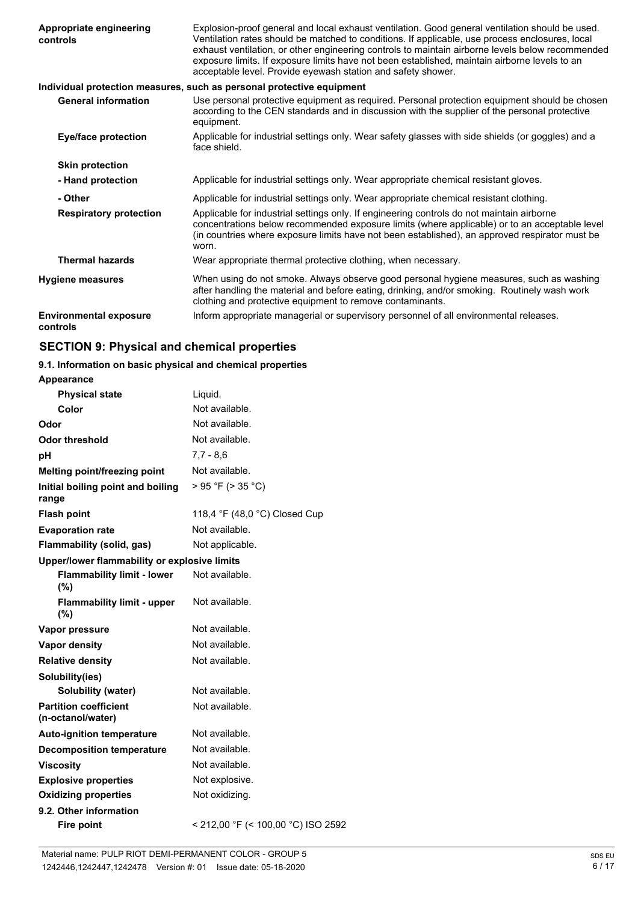| | |
|---|---|
| **Appropriate engineering controls** | Explosion-proof general and local exhaust ventilation. Good general ventilation should be used. Ventilation rates should be matched to conditions. If applicable, use process enclosures, local exhaust ventilation, or other engineering controls to maintain airborne levels below recommended exposure limits. If exposure limits have not been established, maintain airborne levels to an acceptable level. Provide eyewash station and safety shower. |

**Individual protection measures, such as personal protective equipment**

| | |
|---|---|
| **General information** | Use personal protective equipment as required. Personal protection equipment should be chosen according to the CEN standards and in discussion with the supplier of the personal protective equipment. |
| **Eye/face protection** | Applicable for industrial settings only. Wear safety glasses with side shields (or goggles) and a face shield. |
| **Skin protection** | |
| **- Hand protection** | Applicable for industrial settings only. Wear appropriate chemical resistant gloves. |
| **- Other** | Applicable for industrial settings only. Wear appropriate chemical resistant clothing. |
| **Respiratory protection** | Applicable for industrial settings only. If engineering controls do not maintain airborne concentrations below recommended exposure limits (where applicable) or to an acceptable level (in countries where exposure limits have not been established), an approved respirator must be worn. |
| **Thermal hazards** | Wear appropriate thermal protective clothing, when necessary. |
| **Hygiene measures** | When using do not smoke. Always observe good personal hygiene measures, such as washing after handling the material and before eating, drinking, and/or smoking. Routinely wash work clothing and protective equipment to remove contaminants. |
| **Environmental exposure controls** | Inform appropriate managerial or supervisory personnel of all environmental releases. |

## SECTION 9: Physical and chemical properties

### 9.1. Information on basic physical and chemical properties

| | |
|---|---|
| **Appearance** | |
| **Physical state** | Liquid. |
| **Color** | Not available. |
| **Odor** | Not available. |
| **Odor threshold** | Not available. |
| **pH** | 7,7 - 8,6 |
| **Melting point/freezing point** | Not available. |
| **Initial boiling point and boiling range** | > 95 °F (> 35 °C) |
| **Flash point** | 118,4 °F (48,0 °C) Closed Cup |
| **Evaporation rate** | Not available. |
| **Flammability (solid, gas)** | Not applicable. |
| **Upper/lower flammability or explosive limits** | |
| **Flammability limit - lower (%)** | Not available. |
| **Flammability limit - upper (%)** | Not available. |
| **Vapor pressure** | Not available. |
| **Vapor density** | Not available. |
| **Relative density** | Not available. |
| **Solubility(ies)** | |
| **Solubility (water)** | Not available. |
| **Partition coefficient (n-octanol/water)** | Not available. |
| **Auto-ignition temperature** | Not available. |
| **Decomposition temperature** | Not available. |
| **Viscosity** | Not available. |
| **Explosive properties** | Not explosive. |
| **Oxidizing properties** | Not oxidizing. |
| **9.2. Other information** | |
| **Fire point** | < 212,00 °F (< 100,00 °C) ISO 2592 |

Material name: PULP RIOT DEMI-PERMANENT COLOR - GROUP 5
1242446,1242447,1242478 Version #: 01 Issue date: 05-18-2020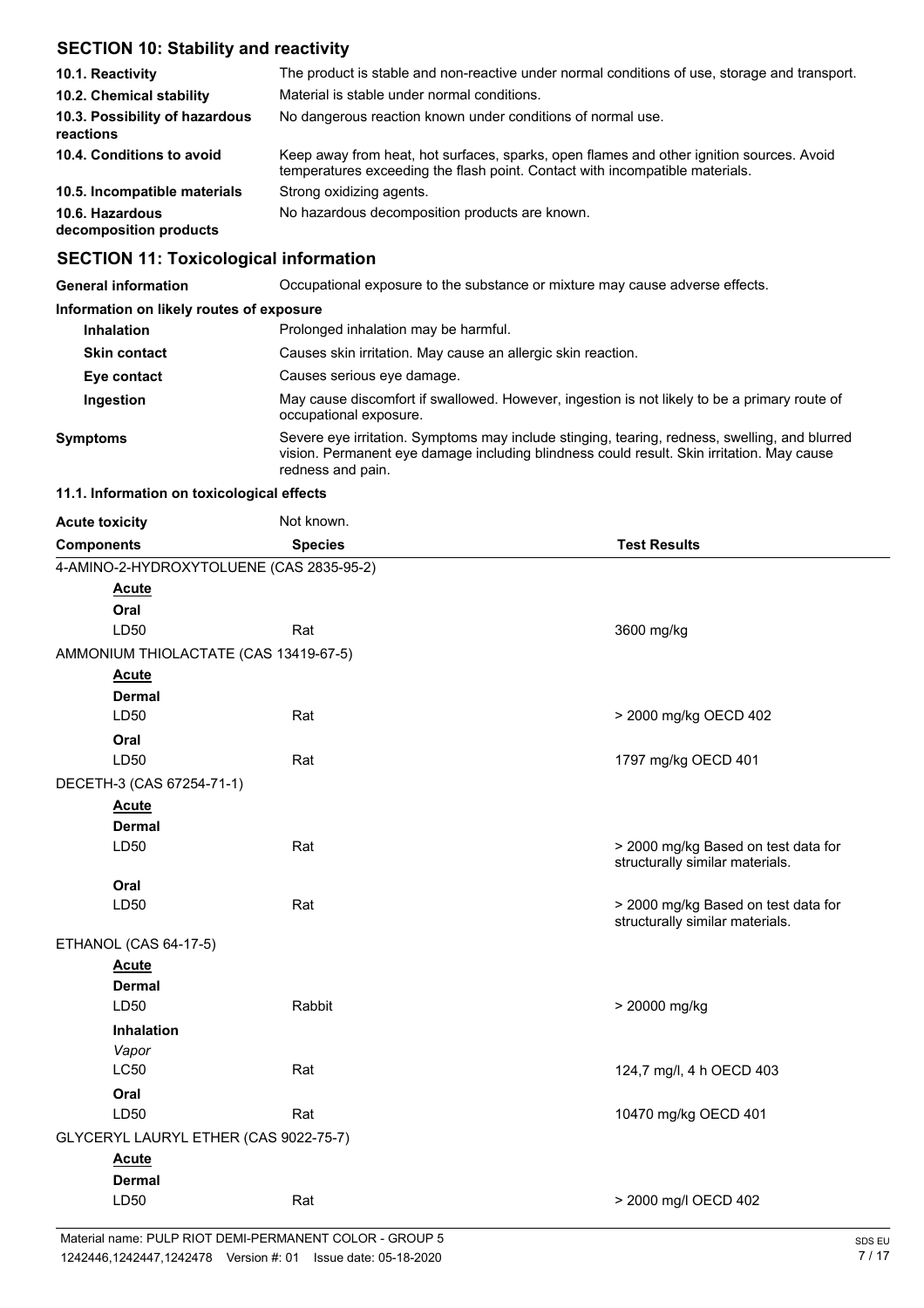## SECTION 10: Stability and reactivity

| | |
|---|---|
| **10.1. Reactivity** | The product is stable and non-reactive under normal conditions of use, storage and transport. |
| **10.2. Chemical stability** | Material is stable under normal conditions. |
| **10.3. Possibility of hazardous reactions** | No dangerous reaction known under conditions of normal use. |
| **10.4. Conditions to avoid** | Keep away from heat, hot surfaces, sparks, open flames and other ignition sources. Avoid temperatures exceeding the flash point. Contact with incompatible materials. |
| **10.5. Incompatible materials** | Strong oxidizing agents. |
| **10.6. Hazardous decomposition products** | No hazardous decomposition products are known. |

## SECTION 11: Toxicological information

**General information** Occupational exposure to the substance or mixture may cause adverse effects.

**Information on likely routes of exposure**

| | |
|---|---|
| **Inhalation** | Prolonged inhalation may be harmful. |
| **Skin contact** | Causes skin irritation. May cause an allergic skin reaction. |
| **Eye contact** | Causes serious eye damage. |
| **Ingestion** | May cause discomfort if swallowed. However, ingestion is not likely to be a primary route of occupational exposure. |
| **Symptoms** | Severe eye irritation. Symptoms may include stinging, tearing, redness, swelling, and blurred vision. Permanent eye damage including blindness could result. Skin irritation. May cause redness and pain. |

**11.1. Information on toxicological effects**

**Acute toxicity** Not known.

| Components | Species | Test Results |
|---|---|---|
| 4-AMINO-2-HYDROXYTOLUENE (CAS 2835-95-2) | | |
| **Acute** | | |
| **Oral** | | |
| LD50 | Rat | 3600 mg/kg |
| AMMONIUM THIOLACTATE (CAS 13419-67-5) | | |
| **Acute** | | |
| **Dermal** | | |
| LD50 | Rat | > 2000 mg/kg OECD 402 |
| **Oral** | | |
| LD50 | Rat | 1797 mg/kg OECD 401 |
| DECETH-3 (CAS 67254-71-1) | | |
| **Acute** | | |
| **Dermal** | | |
| LD50 | Rat | > 2000 mg/kg Based on test data for structurally similar materials. |
| **Oral** | | |
| LD50 | Rat | > 2000 mg/kg Based on test data for structurally similar materials. |
| ETHANOL (CAS 64-17-5) | | |
| **Acute** | | |
| **Dermal** | | |
| LD50 | Rabbit | > 20000 mg/kg |
| **Inhalation** | | |
| *Vapor* | | |
| LC50 | Rat | 124,7 mg/l, 4 h OECD 403 |
| **Oral** | | |
| LD50 | Rat | 10470 mg/kg OECD 401 |
| GLYCERYL LAURYL ETHER (CAS 9022-75-7) | | |
| **Acute** | | |
| **Dermal** | | |
| LD50 | Rat | > 2000 mg/l OECD 402 |

Material name: PULP RIOT DEMI-PERMANENT COLOR - GROUP 5
1242446,1242447,1242478 Version #: 01 Issue date: 05-18-2020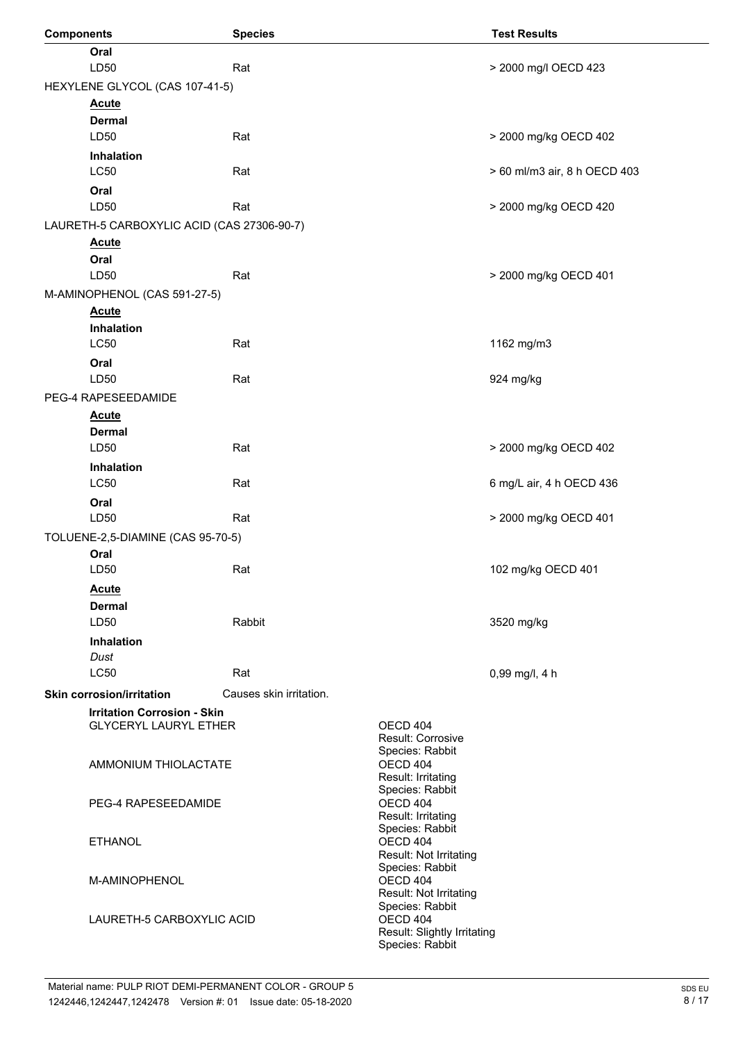| Components | Species | Test Results |
|---|---|---|
| **Oral** | | |
| LD50 | Rat | > 2000 mg/l OECD 423 |
| HEXYLENE GLYCOL (CAS 107-41-5) | | |
| **Acute** | | |
| **Dermal** | | |
| LD50 | Rat | > 2000 mg/kg OECD 402 |
| **Inhalation** | | |
| LC50 | Rat | > 60 ml/m3 air, 8 h OECD 403 |
| **Oral** | | |
| LD50 | Rat | > 2000 mg/kg OECD 420 |
| LAURETH-5 CARBOXYLIC ACID (CAS 27306-90-7) | | |
| **Acute** | | |
| **Oral** | | |
| LD50 | Rat | > 2000 mg/kg OECD 401 |
| M-AMINOPHENOL (CAS 591-27-5) | | |
| **Acute** | | |
| **Inhalation** | | |
| LC50 | Rat | 1162 mg/m3 |
| **Oral** | | |
| LD50 | Rat | 924 mg/kg |
| PEG-4 RAPESEEDAMIDE | | |
| **Acute** | | |
| **Dermal** | | |
| LD50 | Rat | > 2000 mg/kg OECD 402 |
| **Inhalation** | | |
| LC50 | Rat | 6 mg/L air, 4 h OECD 436 |
| **Oral** | | |
| LD50 | Rat | > 2000 mg/kg OECD 401 |
| TOLUENE-2,5-DIAMINE (CAS 95-70-5) | | |
| **Oral** | | |
| LD50 | Rat | 102 mg/kg OECD 401 |
| **Acute** | | |
| **Dermal** | | |
| LD50 | Rabbit | 3520 mg/kg |
| **Inhalation** | | |
| *Dust* | | |
| LC50 | Rat | 0,99 mg/l, 4 h |

**Skin corrosion/irritation** Causes skin irritation.

**Irritation Corrosion - Skin**

| | |
|---|---|
| GLYCERYL LAURYL ETHER | OECD 404<br>Result: Corrosive<br>Species: Rabbit |
| AMMONIUM THIOLACTATE | OECD 404<br>Result: Irritating<br>Species: Rabbit |
| PEG-4 RAPESEEDAMIDE | OECD 404<br>Result: Irritating<br>Species: Rabbit |
| ETHANOL | OECD 404<br>Result: Not Irritating<br>Species: Rabbit |
| M-AMINOPHENOL | OECD 404<br>Result: Not Irritating<br>Species: Rabbit |
| LAURETH-5 CARBOXYLIC ACID | OECD 404<br>Result: Slightly Irritating<br>Species: Rabbit |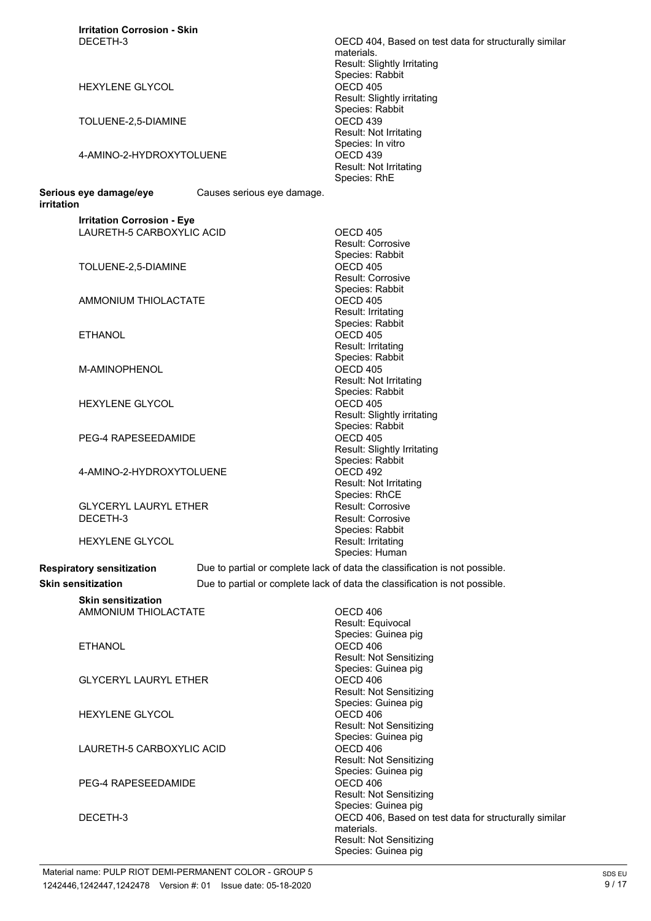**Irritation Corrosion - Skin**

| | |
|---|---|
| DECETH-3 | OECD 404, Based on test data for structurally similar materials.<br>Result: Slightly Irritating<br>Species: Rabbit |
| HEXYLENE GLYCOL | OECD 405<br>Result: Slightly irritating<br>Species: Rabbit |
| TOLUENE-2,5-DIAMINE | OECD 439<br>Result: Not Irritating<br>Species: In vitro |
| 4-AMINO-2-HYDROXYTOLUENE | OECD 439<br>Result: Not Irritating<br>Species: RhE |

**Serious eye damage/eye irritation** Causes serious eye damage.

**Irritation Corrosion - Eye**

| | |
|---|---|
| LAURETH-5 CARBOXYLIC ACID | OECD 405<br>Result: Corrosive<br>Species: Rabbit |
| TOLUENE-2,5-DIAMINE | OECD 405<br>Result: Corrosive<br>Species: Rabbit |
| AMMONIUM THIOLACTATE | OECD 405<br>Result: Irritating<br>Species: Rabbit |
| ETHANOL | OECD 405<br>Result: Irritating<br>Species: Rabbit |
| M-AMINOPHENOL | OECD 405<br>Result: Not Irritating<br>Species: Rabbit |
| HEXYLENE GLYCOL | OECD 405<br>Result: Slightly irritating<br>Species: Rabbit |
| PEG-4 RAPESEEDAMIDE | OECD 405<br>Result: Slightly Irritating<br>Species: Rabbit |
| 4-AMINO-2-HYDROXYTOLUENE | OECD 492<br>Result: Not Irritating<br>Species: RhCE |
| GLYCERYL LAURYL ETHER | Result: Corrosive |
| DECETH-3 | Result: Corrosive<br>Species: Rabbit |
| HEXYLENE GLYCOL | Result: Irritating<br>Species: Human |

**Respiratory sensitization** Due to partial or complete lack of data the classification is not possible.

**Skin sensitization** Due to partial or complete lack of data the classification is not possible.

**Skin sensitization**

| | |
|---|---|
| AMMONIUM THIOLACTATE | OECD 406<br>Result: Equivocal<br>Species: Guinea pig |
| ETHANOL | OECD 406<br>Result: Not Sensitizing<br>Species: Guinea pig |
| GLYCERYL LAURYL ETHER | OECD 406<br>Result: Not Sensitizing<br>Species: Guinea pig |
| HEXYLENE GLYCOL | OECD 406<br>Result: Not Sensitizing<br>Species: Guinea pig |
| LAURETH-5 CARBOXYLIC ACID | OECD 406<br>Result: Not Sensitizing<br>Species: Guinea pig |
| PEG-4 RAPESEEDAMIDE | OECD 406<br>Result: Not Sensitizing<br>Species: Guinea pig |
| DECETH-3 | OECD 406, Based on test data for structurally similar materials.<br>Result: Not Sensitizing<br>Species: Guinea pig |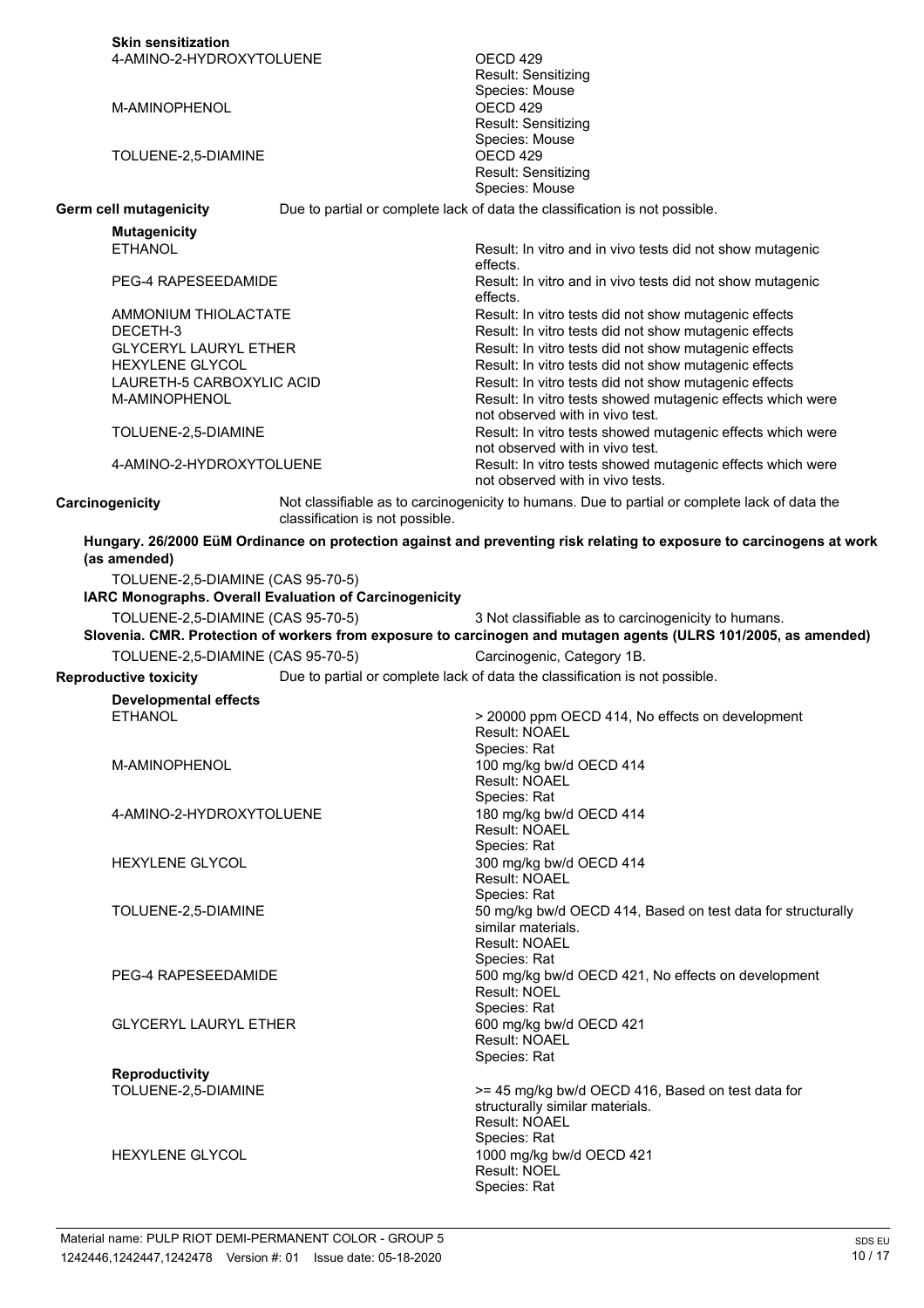**Skin sensitization**

| | |
|---|---|
| 4-AMINO-2-HYDROXYTOLUENE | OECD 429<br>Result: Sensitizing<br>Species: Mouse |
| M-AMINOPHENOL | OECD 429<br>Result: Sensitizing<br>Species: Mouse |
| TOLUENE-2,5-DIAMINE | OECD 429<br>Result: Sensitizing<br>Species: Mouse |

**Germ cell mutagenicity** Due to partial or complete lack of data the classification is not possible.

**Mutagenicity**

| | |
|---|---|
| ETHANOL | Result: In vitro and in vivo tests did not show mutagenic effects. |
| PEG-4 RAPESEEDAMIDE | Result: In vitro and in vivo tests did not show mutagenic effects. |
| AMMONIUM THIOLACTATE | Result: In vitro tests did not show mutagenic effects |
| DECETH-3 | Result: In vitro tests did not show mutagenic effects |
| GLYCERYL LAURYL ETHER | Result: In vitro tests did not show mutagenic effects |
| HEXYLENE GLYCOL | Result: In vitro tests did not show mutagenic effects |
| LAURETH-5 CARBOXYLIC ACID | Result: In vitro tests did not show mutagenic effects |
| M-AMINOPHENOL | Result: In vitro tests showed mutagenic effects which were not observed with in vivo test. |
| TOLUENE-2,5-DIAMINE | Result: In vitro tests showed mutagenic effects which were not observed with in vivo test. |
| 4-AMINO-2-HYDROXYTOLUENE | Result: In vitro tests showed mutagenic effects which were not observed with in vivo tests. |

**Carcinogenicity** Not classifiable as to carcinogenicity to humans. Due to partial or complete lack of data the classification is not possible.

**Hungary. 26/2000 EüM Ordinance on protection against and preventing risk relating to exposure to carcinogens at work (as amended)**

TOLUENE-2,5-DIAMINE (CAS 95-70-5)

**IARC Monographs. Overall Evaluation of Carcinogenicity**

TOLUENE-2,5-DIAMINE (CAS 95-70-5) 3 Not classifiable as to carcinogenicity to humans.

**Slovenia. CMR. Protection of workers from exposure to carcinogen and mutagen agents (ULRS 101/2005, as amended)**

TOLUENE-2,5-DIAMINE (CAS 95-70-5) Carcinogenic, Category 1B.

**Reproductive toxicity** Due to partial or complete lack of data the classification is not possible.

**Developmental effects**

| | |
|---|---|
| ETHANOL | > 20000 ppm OECD 414, No effects on development<br>Result: NOAEL<br>Species: Rat |
| M-AMINOPHENOL | 100 mg/kg bw/d OECD 414<br>Result: NOAEL<br>Species: Rat |
| 4-AMINO-2-HYDROXYTOLUENE | 180 mg/kg bw/d OECD 414<br>Result: NOAEL<br>Species: Rat |
| HEXYLENE GLYCOL | 300 mg/kg bw/d OECD 414<br>Result: NOAEL<br>Species: Rat |
| TOLUENE-2,5-DIAMINE | 50 mg/kg bw/d OECD 414, Based on test data for structurally similar materials.<br>Result: NOAEL<br>Species: Rat |
| PEG-4 RAPESEEDAMIDE | 500 mg/kg bw/d OECD 421, No effects on development<br>Result: NOEL<br>Species: Rat |
| GLYCERYL LAURYL ETHER | 600 mg/kg bw/d OECD 421<br>Result: NOAEL<br>Species: Rat |

**Reproductivity**

| | |
|---|---|
| TOLUENE-2,5-DIAMINE | >= 45 mg/kg bw/d OECD 416, Based on test data for structurally similar materials.<br>Result: NOAEL<br>Species: Rat |
| HEXYLENE GLYCOL | 1000 mg/kg bw/d OECD 421<br>Result: NOEL<br>Species: Rat |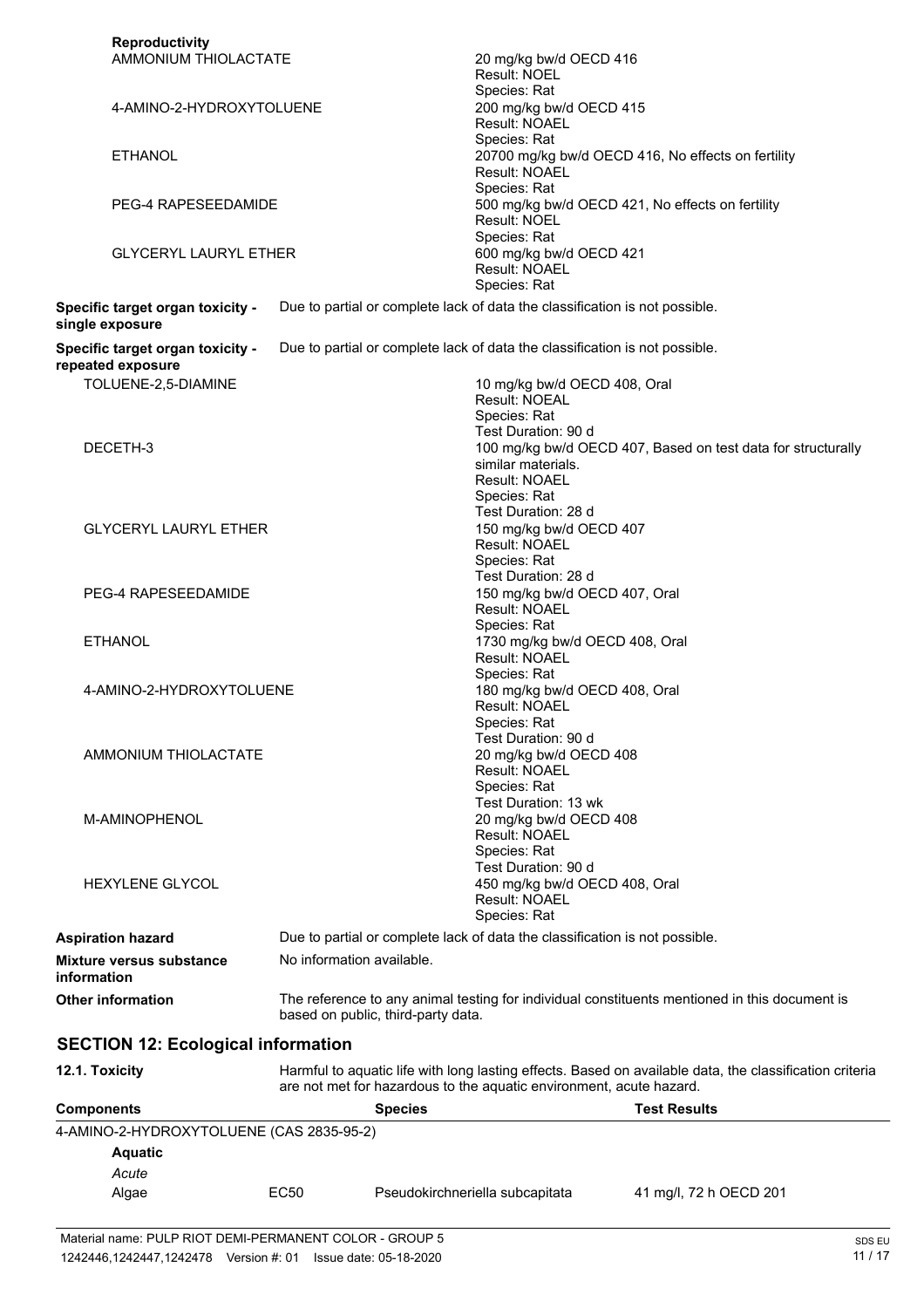**Reproductivity**

| | |
|---|---|
| AMMONIUM THIOLACTATE | 20 mg/kg bw/d OECD 416<br>Result: NOEL<br>Species: Rat |
| 4-AMINO-2-HYDROXYTOLUENE | 200 mg/kg bw/d OECD 415<br>Result: NOAEL<br>Species: Rat |
| ETHANOL | 20700 mg/kg bw/d OECD 416, No effects on fertility<br>Result: NOAEL<br>Species: Rat |
| PEG-4 RAPESEEDAMIDE | 500 mg/kg bw/d OECD 421, No effects on fertility<br>Result: NOEL<br>Species: Rat |
| GLYCERYL LAURYL ETHER | 600 mg/kg bw/d OECD 421<br>Result: NOAEL<br>Species: Rat |

**Specific target organ toxicity - single exposure** Due to partial or complete lack of data the classification is not possible.

**Specific target organ toxicity - repeated exposure** Due to partial or complete lack of data the classification is not possible.

| | |
|---|---|
| TOLUENE-2,5-DIAMINE | 10 mg/kg bw/d OECD 408, Oral<br>Result: NOEAL<br>Species: Rat<br>Test Duration: 90 d |
| DECETH-3 | 100 mg/kg bw/d OECD 407, Based on test data for structurally similar materials.<br>Result: NOAEL<br>Species: Rat<br>Test Duration: 28 d |
| GLYCERYL LAURYL ETHER | 150 mg/kg bw/d OECD 407<br>Result: NOAEL<br>Species: Rat<br>Test Duration: 28 d |
| PEG-4 RAPESEEDAMIDE | 150 mg/kg bw/d OECD 407, Oral<br>Result: NOAEL<br>Species: Rat |
| ETHANOL | 1730 mg/kg bw/d OECD 408, Oral<br>Result: NOAEL<br>Species: Rat |
| 4-AMINO-2-HYDROXYTOLUENE | 180 mg/kg bw/d OECD 408, Oral<br>Result: NOAEL<br>Species: Rat<br>Test Duration: 90 d |
| AMMONIUM THIOLACTATE | 20 mg/kg bw/d OECD 408<br>Result: NOAEL<br>Species: Rat<br>Test Duration: 13 wk |
| M-AMINOPHENOL | 20 mg/kg bw/d OECD 408<br>Result: NOAEL<br>Species: Rat<br>Test Duration: 90 d |
| HEXYLENE GLYCOL | 450 mg/kg bw/d OECD 408, Oral<br>Result: NOAEL<br>Species: Rat |

**Aspiration hazard** Due to partial or complete lack of data the classification is not possible.

**Mixture versus substance information** No information available.

**Other information** The reference to any animal testing for individual constituents mentioned in this document is based on public, third-party data.

## SECTION 12: Ecological information

**12.1. Toxicity** Harmful to aquatic life with long lasting effects. Based on available data, the classification criteria are not met for hazardous to the aquatic environment, acute hazard.

| Components | | Species | Test Results |
|---|---|---|---|
| 4-AMINO-2-HYDROXYTOLUENE (CAS 2835-95-2) | | | |
| **Aquatic** | | | |
| *Acute* | | | |
| Algae | EC50 | Pseudokirchneriella subcapitata | 41 mg/l, 72 h OECD 201 |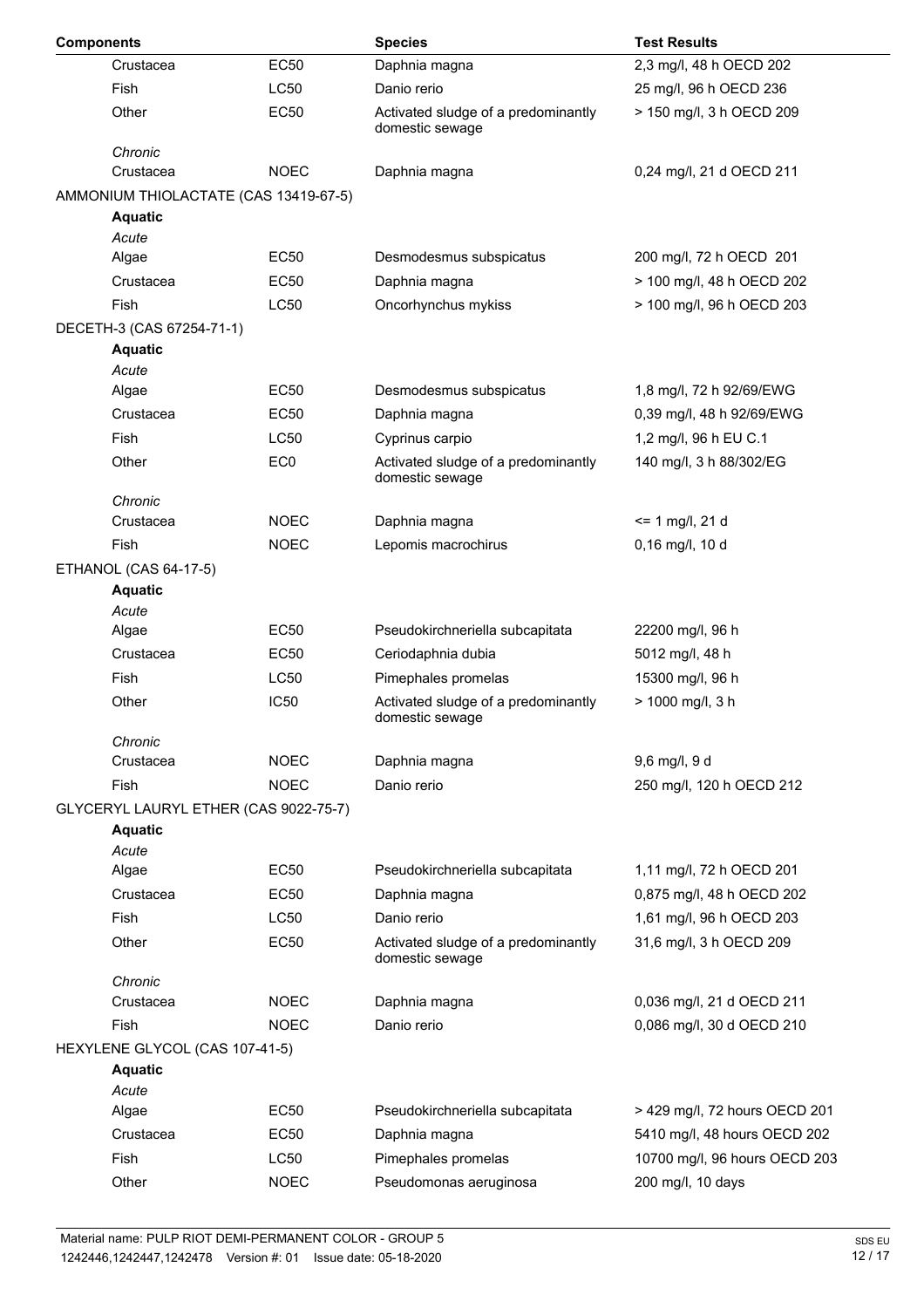| Components | | Species | Test Results |
|---|---|---|---|
| Crustacea | EC50 | Daphnia magna | 2,3 mg/l, 48 h OECD 202 |
| Fish | LC50 | Danio rerio | 25 mg/l, 96 h OECD 236 |
| Other | EC50 | Activated sludge of a predominantly domestic sewage | > 150 mg/l, 3 h OECD 209 |
| *Chronic* | | | |
| Crustacea | NOEC | Daphnia magna | 0,24 mg/l, 21 d OECD 211 |
| AMMONIUM THIOLACTATE (CAS 13419-67-5) | | | |
| **Aquatic** | | | |
| *Acute* | | | |
| Algae | EC50 | Desmodesmus subspicatus | 200 mg/l, 72 h OECD 201 |
| Crustacea | EC50 | Daphnia magna | > 100 mg/l, 48 h OECD 202 |
| Fish | LC50 | Oncorhynchus mykiss | > 100 mg/l, 96 h OECD 203 |
| DECETH-3 (CAS 67254-71-1) | | | |
| **Aquatic** | | | |
| *Acute* | | | |
| Algae | EC50 | Desmodesmus subspicatus | 1,8 mg/l, 72 h 92/69/EWG |
| Crustacea | EC50 | Daphnia magna | 0,39 mg/l, 48 h 92/69/EWG |
| Fish | LC50 | Cyprinus carpio | 1,2 mg/l, 96 h EU C.1 |
| Other | EC0 | Activated sludge of a predominantly domestic sewage | 140 mg/l, 3 h 88/302/EG |
| *Chronic* | | | |
| Crustacea | NOEC | Daphnia magna | <= 1 mg/l, 21 d |
| Fish | NOEC | Lepomis macrochirus | 0,16 mg/l, 10 d |
| ETHANOL (CAS 64-17-5) | | | |
| **Aquatic** | | | |
| *Acute* | | | |
| Algae | EC50 | Pseudokirchneriella subcapitata | 22200 mg/l, 96 h |
| Crustacea | EC50 | Ceriodaphnia dubia | 5012 mg/l, 48 h |
| Fish | LC50 | Pimephales promelas | 15300 mg/l, 96 h |
| Other | IC50 | Activated sludge of a predominantly domestic sewage | > 1000 mg/l, 3 h |
| *Chronic* | | | |
| Crustacea | NOEC | Daphnia magna | 9,6 mg/l, 9 d |
| Fish | NOEC | Danio rerio | 250 mg/l, 120 h OECD 212 |
| GLYCERYL LAURYL ETHER (CAS 9022-75-7) | | | |
| **Aquatic** | | | |
| *Acute* | | | |
| Algae | EC50 | Pseudokirchneriella subcapitata | 1,11 mg/l, 72 h OECD 201 |
| Crustacea | EC50 | Daphnia magna | 0,875 mg/l, 48 h OECD 202 |
| Fish | LC50 | Danio rerio | 1,61 mg/l, 96 h OECD 203 |
| Other | EC50 | Activated sludge of a predominantly domestic sewage | 31,6 mg/l, 3 h OECD 209 |
| *Chronic* | | | |
| Crustacea | NOEC | Daphnia magna | 0,036 mg/l, 21 d OECD 211 |
| Fish | NOEC | Danio rerio | 0,086 mg/l, 30 d OECD 210 |
| HEXYLENE GLYCOL (CAS 107-41-5) | | | |
| **Aquatic** | | | |
| *Acute* | | | |
| Algae | EC50 | Pseudokirchneriella subcapitata | > 429 mg/l, 72 hours OECD 201 |
| Crustacea | EC50 | Daphnia magna | 5410 mg/l, 48 hours OECD 202 |
| Fish | LC50 | Pimephales promelas | 10700 mg/l, 96 hours OECD 203 |
| Other | NOEC | Pseudomonas aeruginosa | 200 mg/l, 10 days |

Material name: PULP RIOT DEMI-PERMANENT COLOR - GROUP 5
1242446,1242447,1242478 Version #: 01 Issue date: 05-18-2020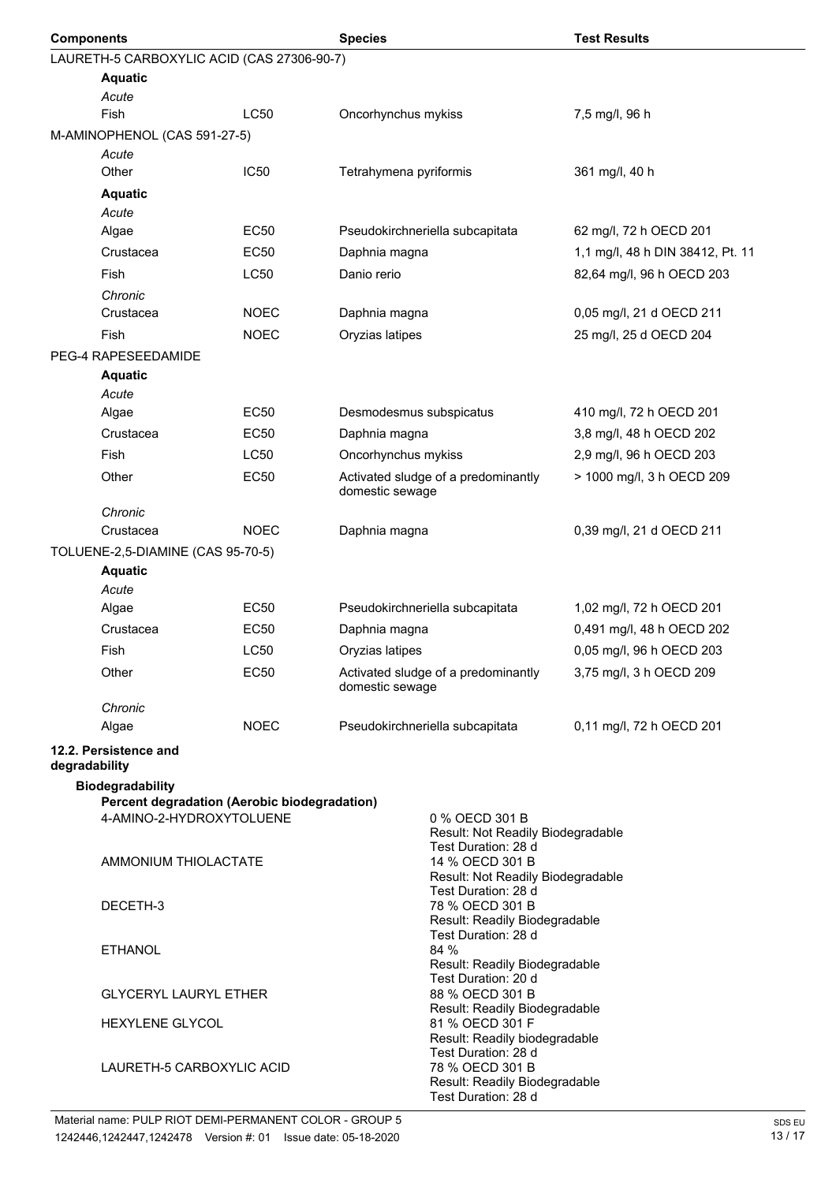| Components | | Species | Test Results |
|---|---|---|---|
| LAURETH-5 CARBOXYLIC ACID (CAS 27306-90-7) | | | |
| **Aquatic** | | | |
| *Acute* | | | |
| Fish | LC50 | Oncorhynchus mykiss | 7,5 mg/l, 96 h |
| M-AMINOPHENOL (CAS 591-27-5) | | | |
| *Acute* | | | |
| Other | IC50 | Tetrahymena pyriformis | 361 mg/l, 40 h |
| **Aquatic** | | | |
| *Acute* | | | |
| Algae | EC50 | Pseudokirchneriella subcapitata | 62 mg/l, 72 h OECD 201 |
| Crustacea | EC50 | Daphnia magna | 1,1 mg/l, 48 h DIN 38412, Pt. 11 |
| Fish | LC50 | Danio rerio | 82,64 mg/l, 96 h OECD 203 |
| *Chronic* | | | |
| Crustacea | NOEC | Daphnia magna | 0,05 mg/l, 21 d OECD 211 |
| Fish | NOEC | Oryzias latipes | 25 mg/l, 25 d OECD 204 |
| PEG-4 RAPESEEDAMIDE | | | |
| **Aquatic** | | | |
| *Acute* | | | |
| Algae | EC50 | Desmodesmus subspicatus | 410 mg/l, 72 h OECD 201 |
| Crustacea | EC50 | Daphnia magna | 3,8 mg/l, 48 h OECD 202 |
| Fish | LC50 | Oncorhynchus mykiss | 2,9 mg/l, 96 h OECD 203 |
| Other | EC50 | Activated sludge of a predominantly domestic sewage | > 1000 mg/l, 3 h OECD 209 |
| *Chronic* | | | |
| Crustacea | NOEC | Daphnia magna | 0,39 mg/l, 21 d OECD 211 |
| TOLUENE-2,5-DIAMINE (CAS 95-70-5) | | | |
| **Aquatic** | | | |
| *Acute* | | | |
| Algae | EC50 | Pseudokirchneriella subcapitata | 1,02 mg/l, 72 h OECD 201 |
| Crustacea | EC50 | Daphnia magna | 0,491 mg/l, 48 h OECD 202 |
| Fish | LC50 | Oryzias latipes | 0,05 mg/l, 96 h OECD 203 |
| Other | EC50 | Activated sludge of a predominantly domestic sewage | 3,75 mg/l, 3 h OECD 209 |
| *Chronic* | | | |
| Algae | NOEC | Pseudokirchneriella subcapitata | 0,11 mg/l, 72 h OECD 201 |

**12.2. Persistence and degradability**

**Biodegradability**

**Percent degradation (Aerobic biodegradation)**

| | |
|---|---|
| 4-AMINO-2-HYDROXYTOLUENE | 0 % OECD 301 B<br>Result: Not Readily Biodegradable<br>Test Duration: 28 d |
| AMMONIUM THIOLACTATE | 14 % OECD 301 B<br>Result: Not Readily Biodegradable<br>Test Duration: 28 d |
| DECETH-3 | 78 % OECD 301 B<br>Result: Readily Biodegradable<br>Test Duration: 28 d |
| ETHANOL | 84 %<br>Result: Readily Biodegradable<br>Test Duration: 20 d |
| GLYCERYL LAURYL ETHER | 88 % OECD 301 B<br>Result: Readily Biodegradable |
| HEXYLENE GLYCOL | 81 % OECD 301 F<br>Result: Readily biodegradable<br>Test Duration: 28 d |
| LAURETH-5 CARBOXYLIC ACID | 78 % OECD 301 B<br>Result: Readily Biodegradable<br>Test Duration: 28 d |

Material name: PULP RIOT DEMI-PERMANENT COLOR - GROUP 5
1242446,1242447,1242478 Version #: 01 Issue date: 05-18-2020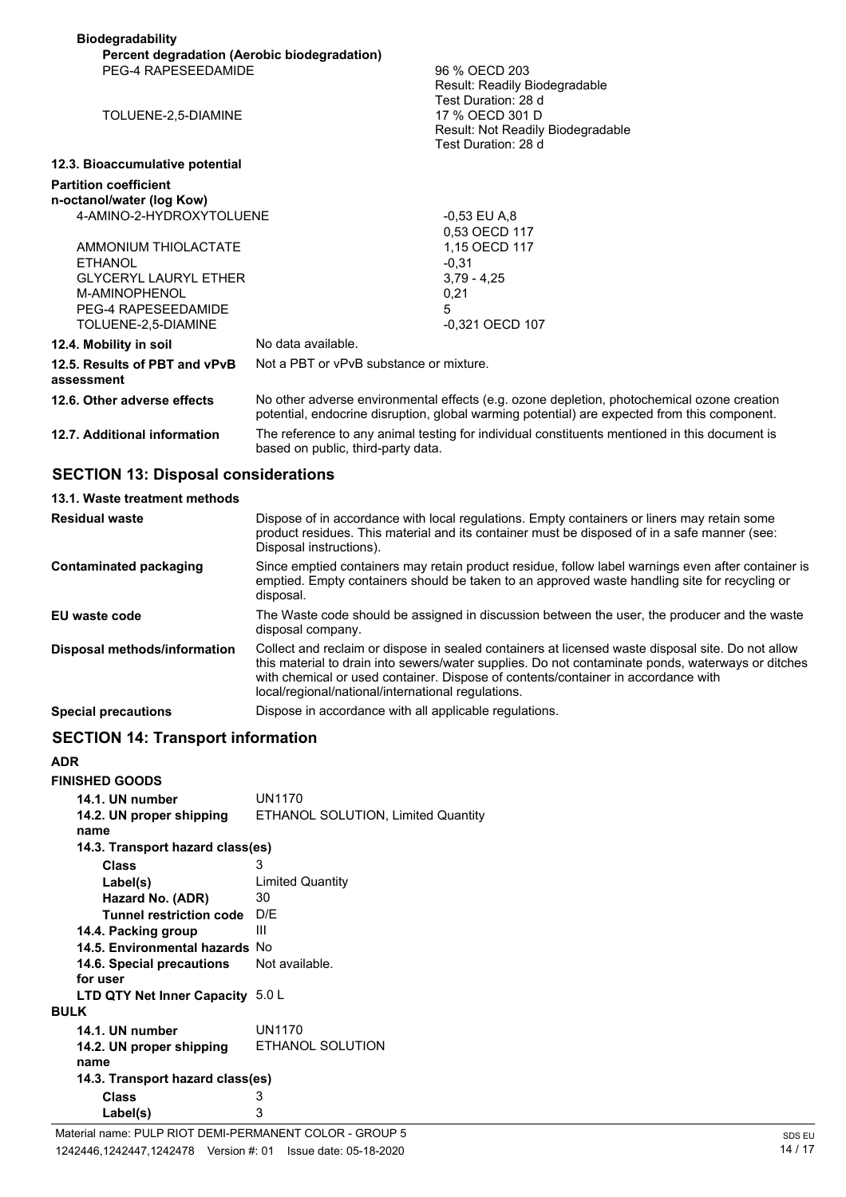**Biodegradability**

**Percent degradation (Aerobic biodegradation)**

| | |
|---|---|
| PEG-4 RAPESEEDAMIDE | 96 % OECD 203<br>Result: Readily Biodegradable<br>Test Duration: 28 d |
| TOLUENE-2,5-DIAMINE | 17 % OECD 301 D<br>Result: Not Readily Biodegradable<br>Test Duration: 28 d |

**12.3. Bioaccumulative potential**

**Partition coefficient n-octanol/water (log Kow)**

| | |
|---|---|
| 4-AMINO-2-HYDROXYTOLUENE | -0,53 EU A,8<br>0,53 OECD 117 |
| AMMONIUM THIOLACTATE | 1,15 OECD 117 |
| ETHANOL | -0,31 |
| GLYCERYL LAURYL ETHER | 3,79 - 4,25 |
| M-AMINOPHENOL | 0,21 |
| PEG-4 RAPESEEDAMIDE | 5 |
| TOLUENE-2,5-DIAMINE | -0,321 OECD 107 |

| | |
|---|---|
| **12.4. Mobility in soil** | No data available. |
| **12.5. Results of PBT and vPvB assessment** | Not a PBT or vPvB substance or mixture. |
| **12.6. Other adverse effects** | No other adverse environmental effects (e.g. ozone depletion, photochemical ozone creation potential, endocrine disruption, global warming potential) are expected from this component. |
| **12.7. Additional information** | The reference to any animal testing for individual constituents mentioned in this document is based on public, third-party data. |

## SECTION 13: Disposal considerations

**13.1. Waste treatment methods**

| | |
|---|---|
| **Residual waste** | Dispose of in accordance with local regulations. Empty containers or liners may retain some product residues. This material and its container must be disposed of in a safe manner (see: Disposal instructions). |
| **Contaminated packaging** | Since emptied containers may retain product residue, follow label warnings even after container is emptied. Empty containers should be taken to an approved waste handling site for recycling or disposal. |
| **EU waste code** | The Waste code should be assigned in discussion between the user, the producer and the waste disposal company. |
| **Disposal methods/information** | Collect and reclaim or dispose in sealed containers at licensed waste disposal site. Do not allow this material to drain into sewers/water supplies. Do not contaminate ponds, waterways or ditches with chemical or used container. Dispose of contents/container in accordance with local/regional/national/international regulations. |
| **Special precautions** | Dispose in accordance with all applicable regulations. |

## SECTION 14: Transport information

**ADR**

**FINISHED GOODS**

| | |
|---|---|
| **14.1. UN number** | UN1170 |
| **14.2. UN proper shipping name** | ETHANOL SOLUTION, Limited Quantity |
| **14.3. Transport hazard class(es)** | |
| **Class** | 3 |
| **Label(s)** | Limited Quantity |
| **Hazard No. (ADR)** | 30 |
| **Tunnel restriction code** | D/E |
| **14.4. Packing group** | III |
| **14.5. Environmental hazards** | No |
| **14.6. Special precautions for user** | Not available. |
| **LTD QTY Net Inner Capacity** | 5.0 L |

**BULK**

| | |
|---|---|
| **14.1. UN number** | UN1170 |
| **14.2. UN proper shipping name** | ETHANOL SOLUTION |
| **14.3. Transport hazard class(es)** | |
| **Class** | 3 |
| **Label(s)** | 3 |

Material name: PULP RIOT DEMI-PERMANENT COLOR - GROUP 5

1242446,1242447,1242478 Version #: 01 Issue date: 05-18-2020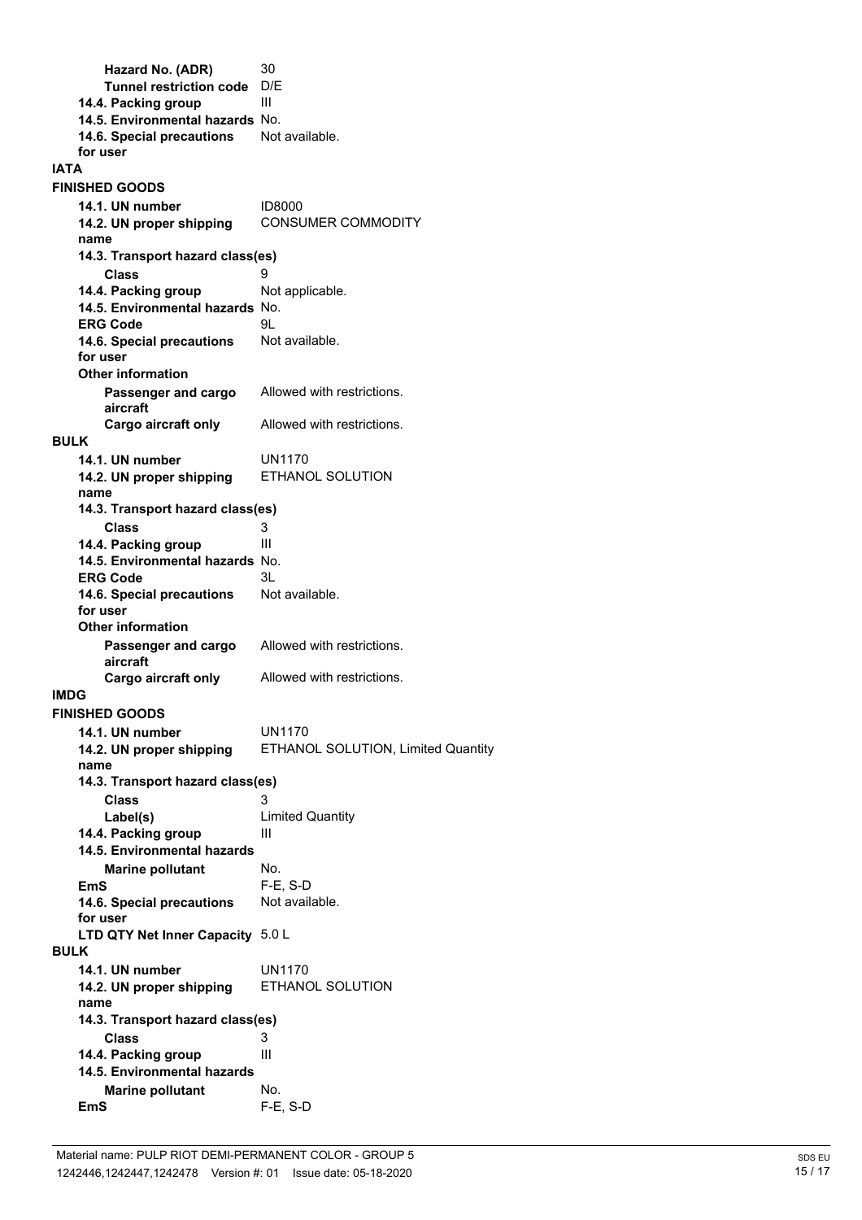| | |
|---|---|
| **Hazard No. (ADR)** | 30 |
| **Tunnel restriction code** | D/E |
| **14.4. Packing group** | III |
| **14.5. Environmental hazards** | No. |
| **14.6. Special precautions for user** | Not available. |

**IATA**

**FINISHED GOODS**

| | |
|---|---|
| **14.1. UN number** | ID8000 |
| **14.2. UN proper shipping name** | CONSUMER COMMODITY |
| **14.3. Transport hazard class(es)** | |
| **Class** | 9 |
| **14.4. Packing group** | Not applicable. |
| **14.5. Environmental hazards** | No. |
| **ERG Code** | 9L |
| **14.6. Special precautions for user** | Not available. |
| **Other information** | |
| **Passenger and cargo aircraft** | Allowed with restrictions. |
| **Cargo aircraft only** | Allowed with restrictions. |

**BULK**

| | |
|---|---|
| **14.1. UN number** | UN1170 |
| **14.2. UN proper shipping name** | ETHANOL SOLUTION |
| **14.3. Transport hazard class(es)** | |
| **Class** | 3 |
| **14.4. Packing group** | III |
| **14.5. Environmental hazards** | No. |
| **ERG Code** | 3L |
| **14.6. Special precautions for user** | Not available. |
| **Other information** | |
| **Passenger and cargo aircraft** | Allowed with restrictions. |
| **Cargo aircraft only** | Allowed with restrictions. |

**IMDG**

**FINISHED GOODS**

| | |
|---|---|
| **14.1. UN number** | UN1170 |
| **14.2. UN proper shipping name** | ETHANOL SOLUTION, Limited Quantity |
| **14.3. Transport hazard class(es)** | |
| **Class** | 3 |
| **Label(s)** | Limited Quantity |
| **14.4. Packing group** | III |
| **14.5. Environmental hazards** | |
| **Marine pollutant** | No. |
| **EmS** | F-E, S-D |
| **14.6. Special precautions for user** | Not available. |
| **LTD QTY Net Inner Capacity** | 5.0 L |

**BULK**

| | |
|---|---|
| **14.1. UN number** | UN1170 |
| **14.2. UN proper shipping name** | ETHANOL SOLUTION |
| **14.3. Transport hazard class(es)** | |
| **Class** | 3 |
| **14.4. Packing group** | III |
| **14.5. Environmental hazards** | |
| **Marine pollutant** | No. |
| **EmS** | F-E, S-D |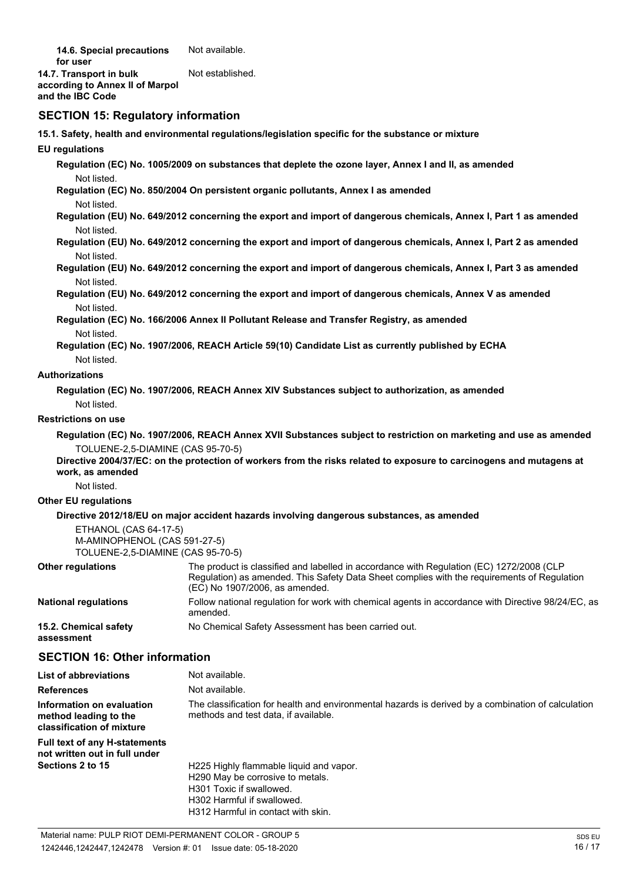| | |
|---|---|
| **14.6. Special precautions for user** | Not available. |
| **14.7. Transport in bulk according to Annex II of Marpol and the IBC Code** | Not established. |

## SECTION 15: Regulatory information

**15.1. Safety, health and environmental regulations/legislation specific for the substance or mixture**

**EU regulations**

**Regulation (EC) No. 1005/2009 on substances that deplete the ozone layer, Annex I and II, as amended**

Not listed.

**Regulation (EC) No. 850/2004 On persistent organic pollutants, Annex I as amended**

Not listed.

**Regulation (EU) No. 649/2012 concerning the export and import of dangerous chemicals, Annex I, Part 1 as amended**

Not listed.

**Regulation (EU) No. 649/2012 concerning the export and import of dangerous chemicals, Annex I, Part 2 as amended**

Not listed.

**Regulation (EU) No. 649/2012 concerning the export and import of dangerous chemicals, Annex I, Part 3 as amended**

Not listed.

**Regulation (EU) No. 649/2012 concerning the export and import of dangerous chemicals, Annex V as amended**

Not listed.

**Regulation (EC) No. 166/2006 Annex II Pollutant Release and Transfer Registry, as amended**

Not listed.

**Regulation (EC) No. 1907/2006, REACH Article 59(10) Candidate List as currently published by ECHA**

Not listed.

**Authorizations**

**Regulation (EC) No. 1907/2006, REACH Annex XIV Substances subject to authorization, as amended**

Not listed.

**Restrictions on use**

**Regulation (EC) No. 1907/2006, REACH Annex XVII Substances subject to restriction on marketing and use as amended**

TOLUENE-2,5-DIAMINE (CAS 95-70-5)

**Directive 2004/37/EC: on the protection of workers from the risks related to exposure to carcinogens and mutagens at work, as amended**

Not listed.

**Other EU regulations**

**Directive 2012/18/EU on major accident hazards involving dangerous substances, as amended**

ETHANOL (CAS 64-17-5)
M-AMINOPHENOL (CAS 591-27-5)
TOLUENE-2,5-DIAMINE (CAS 95-70-5)

| | |
|---|---|
| **Other regulations** | The product is classified and labelled in accordance with Regulation (EC) 1272/2008 (CLP Regulation) as amended. This Safety Data Sheet complies with the requirements of Regulation (EC) No 1907/2006, as amended. |
| **National regulations** | Follow national regulation for work with chemical agents in accordance with Directive 98/24/EC, as amended. |
| **15.2. Chemical safety assessment** | No Chemical Safety Assessment has been carried out. |

## SECTION 16: Other information

| | |
|---|---|
| **List of abbreviations** | Not available. |
| **References** | Not available. |
| **Information on evaluation method leading to the classification of mixture** | The classification for health and environmental hazards is derived by a combination of calculation methods and test data, if available. |
| **Full text of any H-statements not written out in full under Sections 2 to 15** | H225 Highly flammable liquid and vapor.<br>H290 May be corrosive to metals.<br>H301 Toxic if swallowed.<br>H302 Harmful if swallowed.<br>H312 Harmful in contact with skin. |

Material name: PULP RIOT DEMI-PERMANENT COLOR - GROUP 5
1242446,1242447,1242478 Version #: 01 Issue date: 05-18-2020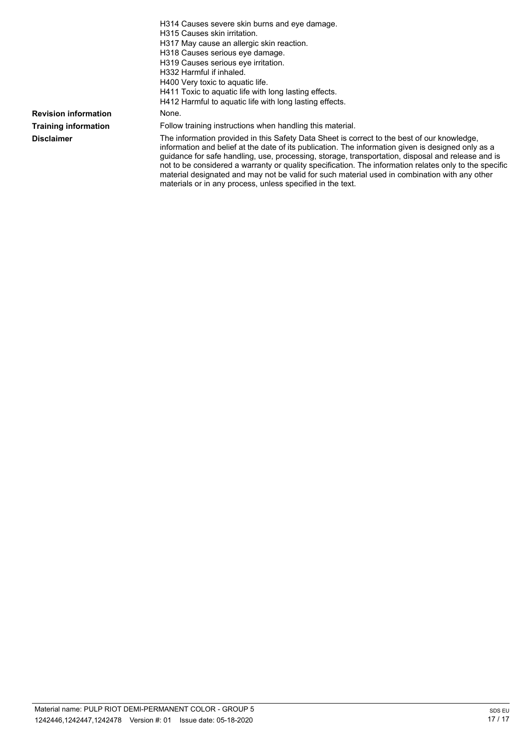H314 Causes severe skin burns and eye damage.
H315 Causes skin irritation.
H317 May cause an allergic skin reaction.
H318 Causes serious eye damage.
H319 Causes serious eye irritation.
H332 Harmful if inhaled.
H400 Very toxic to aquatic life.
H411 Toxic to aquatic life with long lasting effects.
H412 Harmful to aquatic life with long lasting effects.

**Revision information**
None.

**Training information**
Follow training instructions when handling this material.

**Disclaimer**
The information provided in this Safety Data Sheet is correct to the best of our knowledge, information and belief at the date of its publication. The information given is designed only as a guidance for safe handling, use, processing, storage, transportation, disposal and release and is not to be considered a warranty or quality specification. The information relates only to the specific material designated and may not be valid for such material used in combination with any other materials or in any process, unless specified in the text.